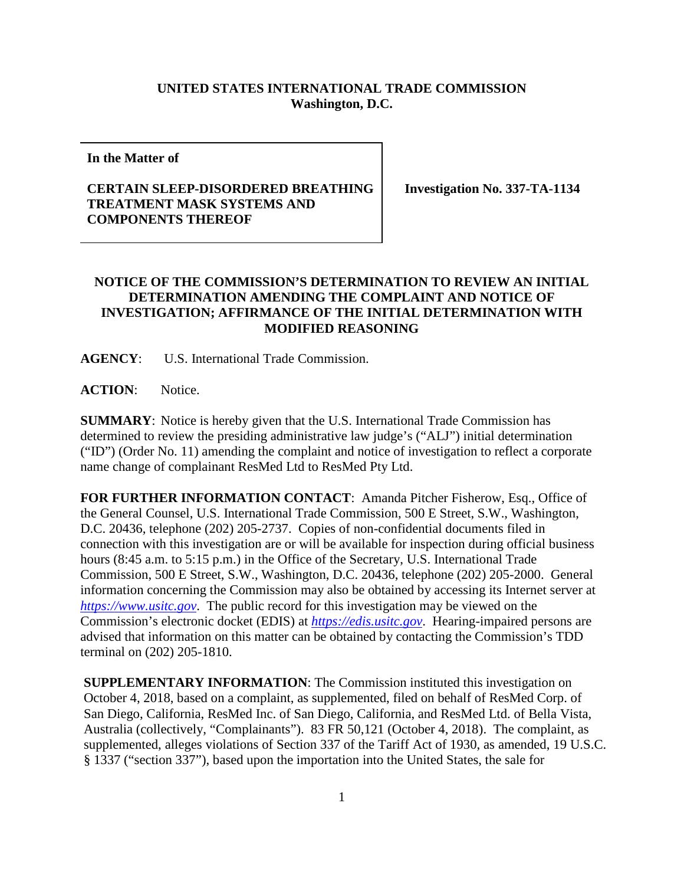**UNITED STATES INTERNATIONAL TRADE COMMISSION**
**Washington, D.C.**

| **In the Matter of**<br><br>**CERTAIN SLEEP-DISORDERED BREATHING TREATMENT MASK SYSTEMS AND COMPONENTS THEREOF** | **Investigation No. 337-TA-1134** |
| --- | --- |

## NOTICE OF THE COMMISSION'S DETERMINATION TO REVIEW AN INITIAL DETERMINATION AMENDING THE COMPLAINT AND NOTICE OF INVESTIGATION; AFFIRMANCE OF THE INITIAL DETERMINATION WITH MODIFIED REASONING

**AGENCY**: U.S. International Trade Commission.

**ACTION**: Notice.

**SUMMARY**: Notice is hereby given that the U.S. International Trade Commission has determined to review the presiding administrative law judge's ("ALJ") initial determination ("ID") (Order No. 11) amending the complaint and notice of investigation to reflect a corporate name change of complainant ResMed Ltd to ResMed Pty Ltd.

**FOR FURTHER INFORMATION CONTACT**: Amanda Pitcher Fisherow, Esq., Office of the General Counsel, U.S. International Trade Commission, 500 E Street, S.W., Washington, D.C. 20436, telephone (202) 205-2737. Copies of non-confidential documents filed in connection with this investigation are or will be available for inspection during official business hours (8:45 a.m. to 5:15 p.m.) in the Office of the Secretary, U.S. International Trade Commission, 500 E Street, S.W., Washington, D.C. 20436, telephone (202) 205-2000. General information concerning the Commission may also be obtained by accessing its Internet server at *https://www.usitc.gov*. The public record for this investigation may be viewed on the Commission's electronic docket (EDIS) at *https://edis.usitc.gov*. Hearing-impaired persons are advised that information on this matter can be obtained by contacting the Commission's TDD terminal on (202) 205-1810.

**SUPPLEMENTARY INFORMATION**: The Commission instituted this investigation on October 4, 2018, based on a complaint, as supplemented, filed on behalf of ResMed Corp. of San Diego, California, ResMed Inc. of San Diego, California, and ResMed Ltd. of Bella Vista, Australia (collectively, "Complainants"). 83 FR 50,121 (October 4, 2018). The complaint, as supplemented, alleges violations of Section 337 of the Tariff Act of 1930, as amended, 19 U.S.C. § 1337 ("section 337"), based upon the importation into the United States, the sale for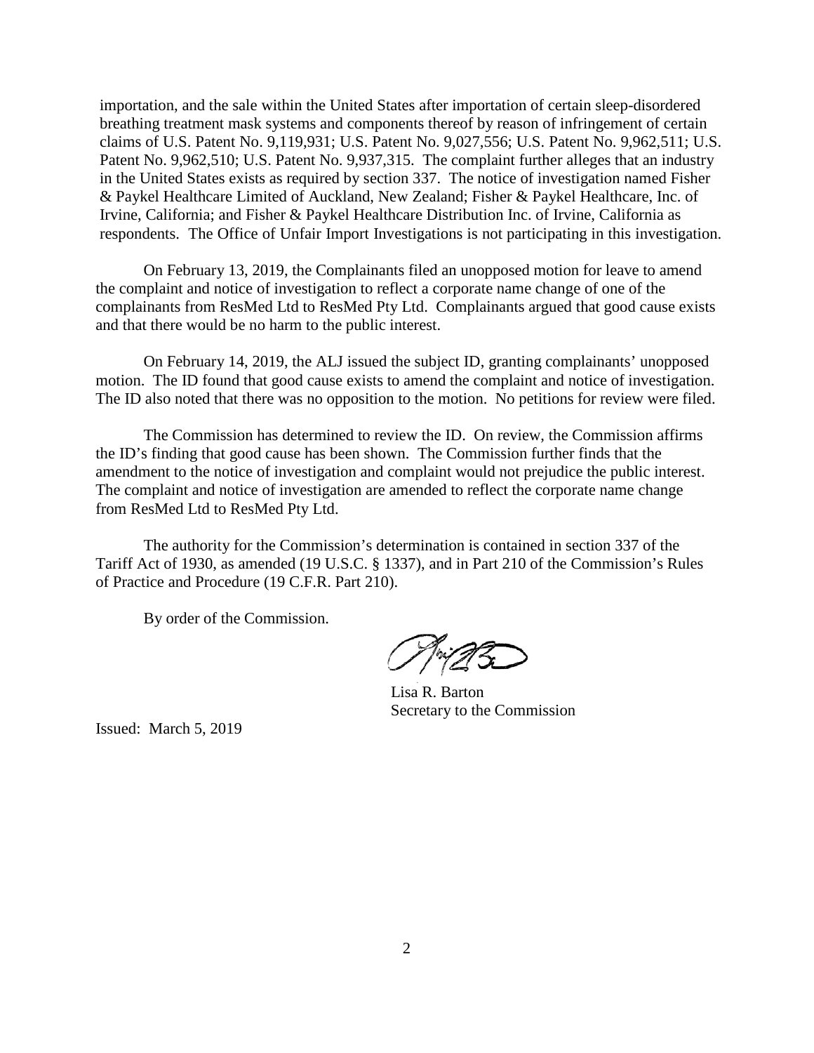importation, and the sale within the United States after importation of certain sleep-disordered breathing treatment mask systems and components thereof by reason of infringement of certain claims of U.S. Patent No. 9,119,931; U.S. Patent No. 9,027,556; U.S. Patent No. 9,962,511; U.S. Patent No. 9,962,510; U.S. Patent No. 9,937,315. The complaint further alleges that an industry in the United States exists as required by section 337. The notice of investigation named Fisher & Paykel Healthcare Limited of Auckland, New Zealand; Fisher & Paykel Healthcare, Inc. of Irvine, California; and Fisher & Paykel Healthcare Distribution Inc. of Irvine, California as respondents. The Office of Unfair Import Investigations is not participating in this investigation.

On February 13, 2019, the Complainants filed an unopposed motion for leave to amend the complaint and notice of investigation to reflect a corporate name change of one of the complainants from ResMed Ltd to ResMed Pty Ltd. Complainants argued that good cause exists and that there would be no harm to the public interest.

On February 14, 2019, the ALJ issued the subject ID, granting complainants' unopposed motion. The ID found that good cause exists to amend the complaint and notice of investigation. The ID also noted that there was no opposition to the motion. No petitions for review were filed.

The Commission has determined to review the ID. On review, the Commission affirms the ID's finding that good cause has been shown. The Commission further finds that the amendment to the notice of investigation and complaint would not prejudice the public interest. The complaint and notice of investigation are amended to reflect the corporate name change from ResMed Ltd to ResMed Pty Ltd.

The authority for the Commission's determination is contained in section 337 of the Tariff Act of 1930, as amended (19 U.S.C. § 1337), and in Part 210 of the Commission's Rules of Practice and Procedure (19 C.F.R. Part 210).

By order of the Commission.

Lisa R. Barton
Secretary to the Commission

Issued: March 5, 2019